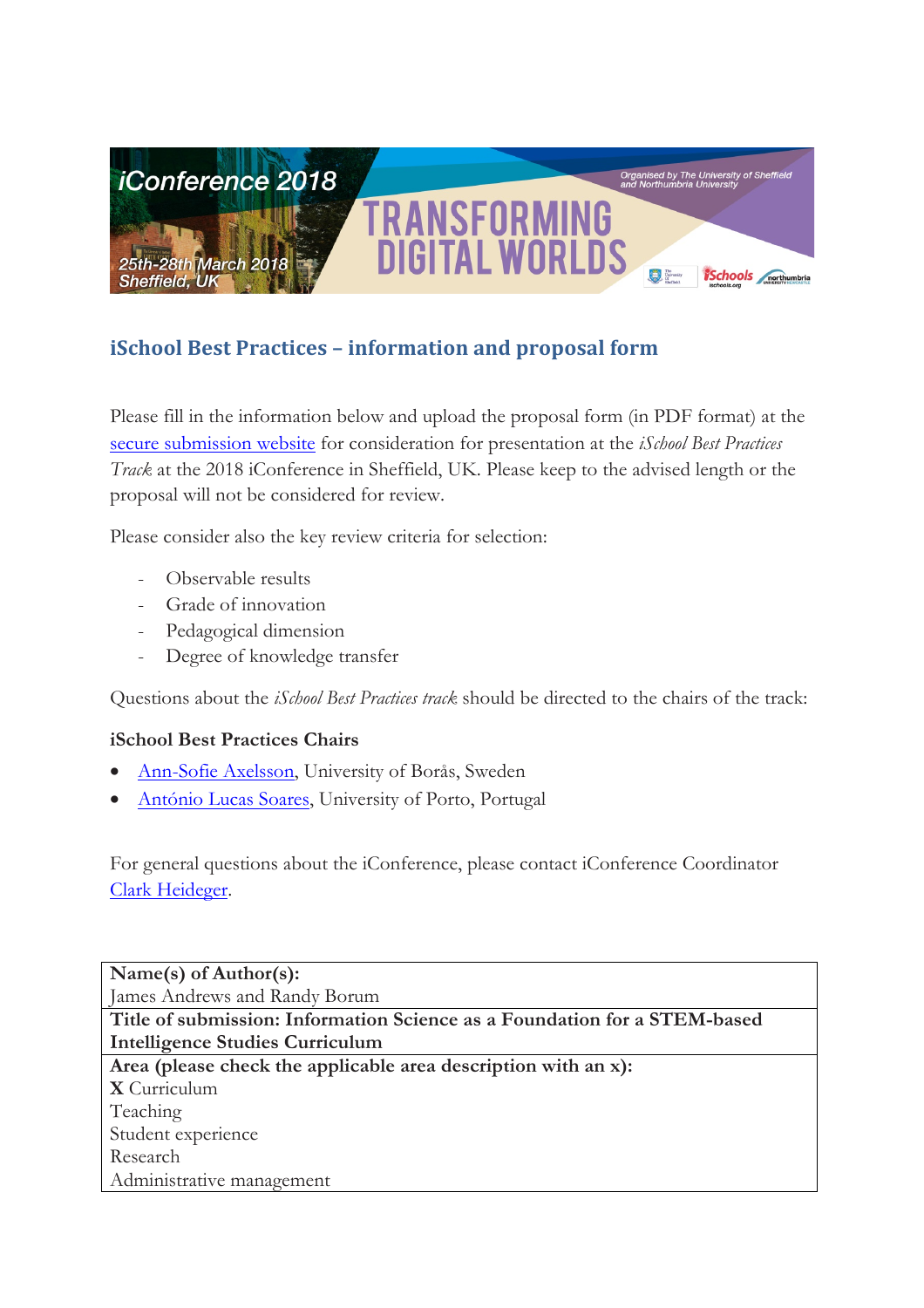## iSchool Best Practices – information and proposal form

Please fill in the information below and upload the proposal form (in PDF format) at the secure submission website for consideration for presentation at the *iSchool Best Practices Track* at the 2018 iConference in Sheffield, UK. Please keep to the advised length or the proposal will not be considered for review.

Please consider also the key review criteria for selection:

- Observable results
- Grade of innovation
- Pedagogical dimension
- Degree of knowledge transfer

Questions about the *iSchool Best Practices track* should be directed to the chairs of the track:

**iSchool Best Practices Chairs**

- Ann-Sofie Axelsson, University of Borås, Sweden
- António Lucas Soares, University of Porto, Portugal

For general questions about the iConference, please contact iConference Coordinator Clark Heideger.

| |
|---|
| **Name(s) of Author(s):**<br>James Andrews and Randy Borum |
| **Title of submission: Information Science as a Foundation for a STEM-based Intelligence Studies Curriculum** |
| **Area (please check the applicable area description with an x):**<br>**X** Curriculum<br>Teaching<br>Student experience<br>Research<br>Administrative management |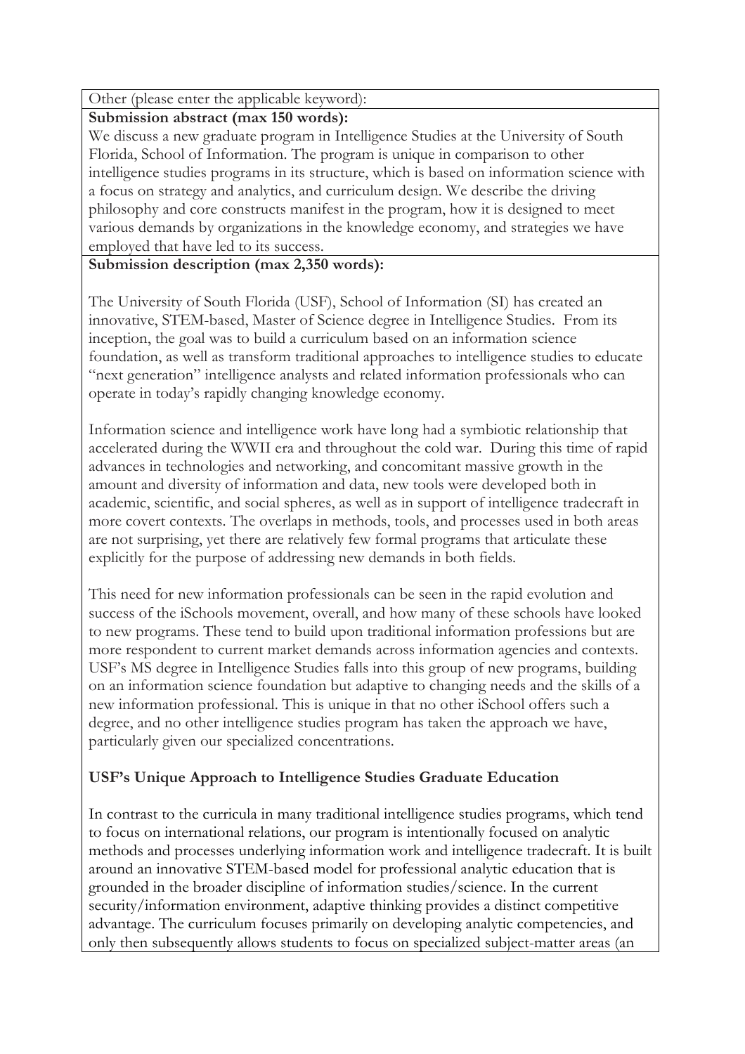Other (please enter the applicable keyword):

**Submission abstract (max 150 words):**

We discuss a new graduate program in Intelligence Studies at the University of South Florida, School of Information. The program is unique in comparison to other intelligence studies programs in its structure, which is based on information science with a focus on strategy and analytics, and curriculum design. We describe the driving philosophy and core constructs manifest in the program, how it is designed to meet various demands by organizations in the knowledge economy, and strategies we have employed that have led to its success.

**Submission description (max 2,350 words):**

The University of South Florida (USF), School of Information (SI) has created an innovative, STEM-based, Master of Science degree in Intelligence Studies. From its inception, the goal was to build a curriculum based on an information science foundation, as well as transform traditional approaches to intelligence studies to educate "next generation" intelligence analysts and related information professionals who can operate in today's rapidly changing knowledge economy.

Information science and intelligence work have long had a symbiotic relationship that accelerated during the WWII era and throughout the cold war. During this time of rapid advances in technologies and networking, and concomitant massive growth in the amount and diversity of information and data, new tools were developed both in academic, scientific, and social spheres, as well as in support of intelligence tradecraft in more covert contexts. The overlaps in methods, tools, and processes used in both areas are not surprising, yet there are relatively few formal programs that articulate these explicitly for the purpose of addressing new demands in both fields.

This need for new information professionals can be seen in the rapid evolution and success of the iSchools movement, overall, and how many of these schools have looked to new programs. These tend to build upon traditional information professions but are more respondent to current market demands across information agencies and contexts. USF's MS degree in Intelligence Studies falls into this group of new programs, building on an information science foundation but adaptive to changing needs and the skills of a new information professional. This is unique in that no other iSchool offers such a degree, and no other intelligence studies program has taken the approach we have, particularly given our specialized concentrations.

## USF's Unique Approach to Intelligence Studies Graduate Education

In contrast to the curricula in many traditional intelligence studies programs, which tend to focus on international relations, our program is intentionally focused on analytic methods and processes underlying information work and intelligence tradecraft. It is built around an innovative STEM-based model for professional analytic education that is grounded in the broader discipline of information studies/science. In the current security/information environment, adaptive thinking provides a distinct competitive advantage. The curriculum focuses primarily on developing analytic competencies, and only then subsequently allows students to focus on specialized subject-matter areas (an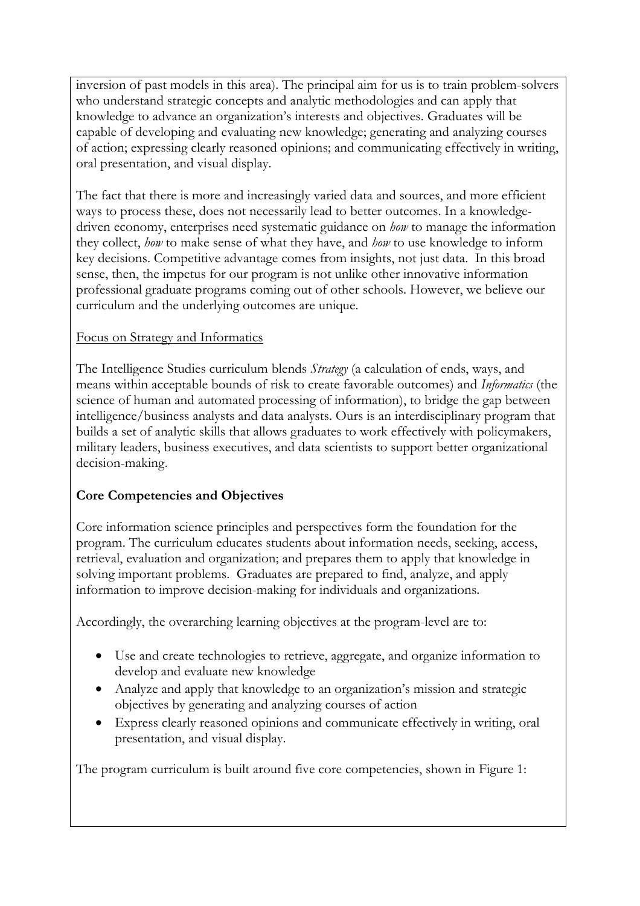inversion of past models in this area). The principal aim for us is to train problem-solvers who understand strategic concepts and analytic methodologies and can apply that knowledge to advance an organization's interests and objectives. Graduates will be capable of developing and evaluating new knowledge; generating and analyzing courses of action; expressing clearly reasoned opinions; and communicating effectively in writing, oral presentation, and visual display.

The fact that there is more and increasingly varied data and sources, and more efficient ways to process these, does not necessarily lead to better outcomes. In a knowledge-driven economy, enterprises need systematic guidance on *how* to manage the information they collect, *how* to make sense of what they have, and *how* to use knowledge to inform key decisions. Competitive advantage comes from insights, not just data. In this broad sense, then, the impetus for our program is not unlike other innovative information professional graduate programs coming out of other schools. However, we believe our curriculum and the underlying outcomes are unique.

<u>Focus on Strategy and Informatics</u>

The Intelligence Studies curriculum blends *Strategy* (a calculation of ends, ways, and means within acceptable bounds of risk to create favorable outcomes) and *Informatics* (the science of human and automated processing of information), to bridge the gap between intelligence/business analysts and data analysts. Ours is an interdisciplinary program that builds a set of analytic skills that allows graduates to work effectively with policymakers, military leaders, business executives, and data scientists to support better organizational decision-making.

**Core Competencies and Objectives**

Core information science principles and perspectives form the foundation for the program. The curriculum educates students about information needs, seeking, access, retrieval, evaluation and organization; and prepares them to apply that knowledge in solving important problems. Graduates are prepared to find, analyze, and apply information to improve decision-making for individuals and organizations.

Accordingly, the overarching learning objectives at the program-level are to:

- Use and create technologies to retrieve, aggregate, and organize information to develop and evaluate new knowledge
- Analyze and apply that knowledge to an organization's mission and strategic objectives by generating and analyzing courses of action
- Express clearly reasoned opinions and communicate effectively in writing, oral presentation, and visual display.

The program curriculum is built around five core competencies, shown in Figure 1: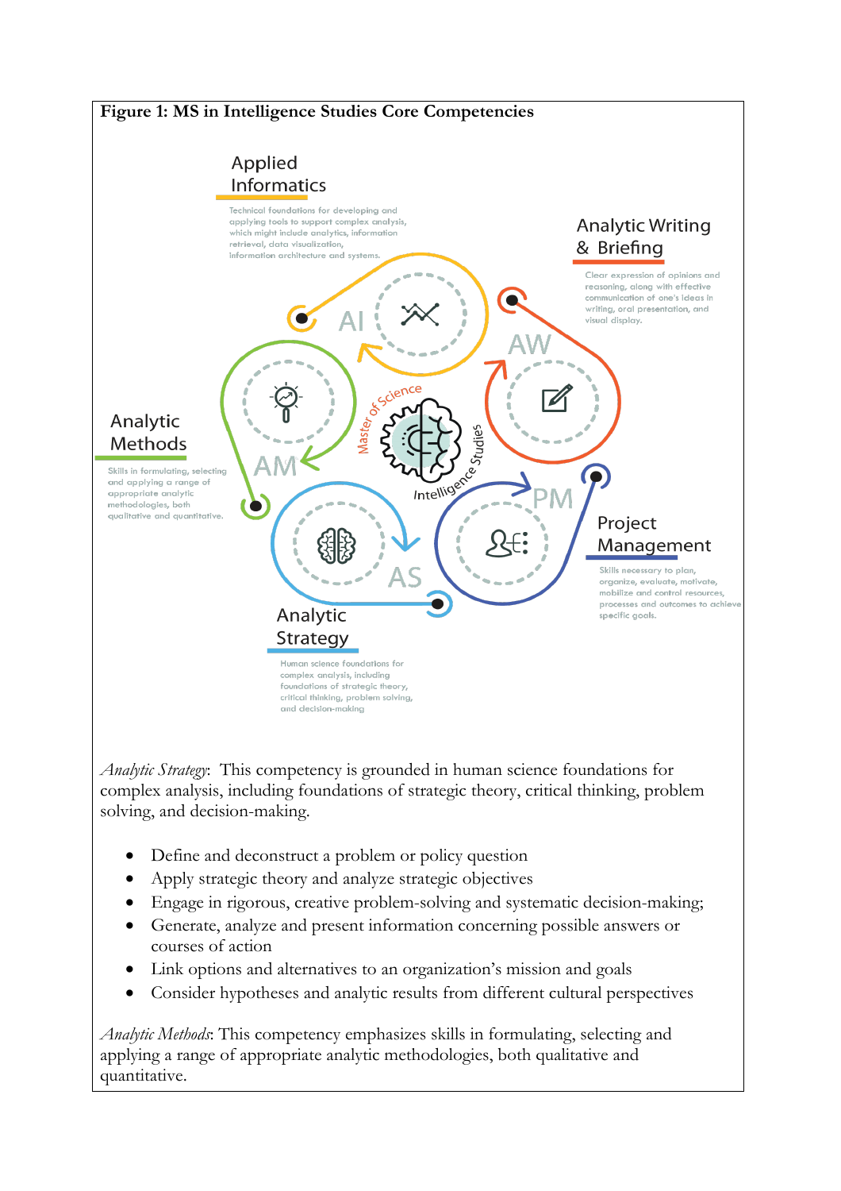**Figure 1: MS in Intelligence Studies Core Competencies**

Applied Informatics

Technical foundations for developing and applying tools to support complex analysis, which might include analytics, information retrieval, data visualization, information architecture and systems.

Analytic Writing & Briefing

Clear expression of opinions and reasoning, along with effective communication of one's ideas in writing, oral presentation, and visual display.

Analytic Methods

Skills in formulating, selecting and applying a range of appropriate analytic methodologies, both qualitative and quantitative.

Project Management

Skills necessary to plan, organize, evaluate, motivate, mobilize and control resources, processes and outcomes to achieve specific goals.

Analytic Strategy

Human science foundations for complex analysis, including foundations of strategic theory, critical thinking, problem solving, and decision-making

AI

AW

AM

PM

AS

Master of Science

Intelligence Studies

*Analytic Strategy*: This competency is grounded in human science foundations for complex analysis, including foundations of strategic theory, critical thinking, problem solving, and decision-making.

- Define and deconstruct a problem or policy question
- Apply strategic theory and analyze strategic objectives
- Engage in rigorous, creative problem-solving and systematic decision-making;
- Generate, analyze and present information concerning possible answers or courses of action
- Link options and alternatives to an organization's mission and goals
- Consider hypotheses and analytic results from different cultural perspectives

*Analytic Methods*: This competency emphasizes skills in formulating, selecting and applying a range of appropriate analytic methodologies, both qualitative and quantitative.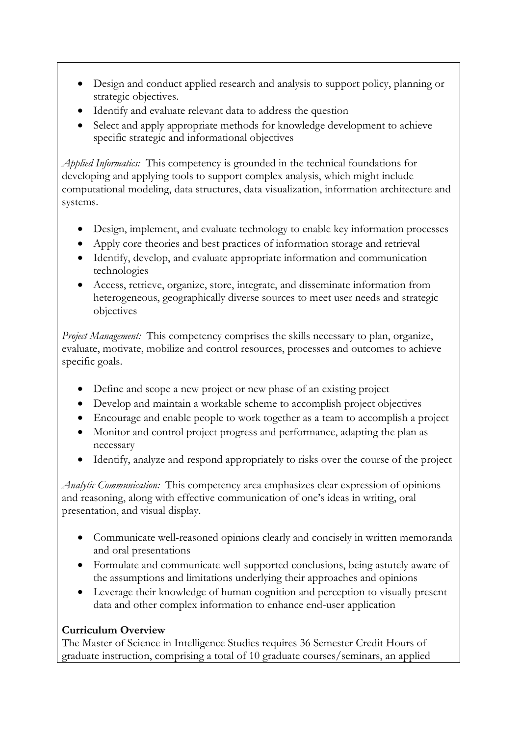- Design and conduct applied research and analysis to support policy, planning or strategic objectives.
- Identify and evaluate relevant data to address the question
- Select and apply appropriate methods for knowledge development to achieve specific strategic and informational objectives

*Applied Informatics:* This competency is grounded in the technical foundations for developing and applying tools to support complex analysis, which might include computational modeling, data structures, data visualization, information architecture and systems.

- Design, implement, and evaluate technology to enable key information processes
- Apply core theories and best practices of information storage and retrieval
- Identify, develop, and evaluate appropriate information and communication technologies
- Access, retrieve, organize, store, integrate, and disseminate information from heterogeneous, geographically diverse sources to meet user needs and strategic objectives

*Project Management:* This competency comprises the skills necessary to plan, organize, evaluate, motivate, mobilize and control resources, processes and outcomes to achieve specific goals.

- Define and scope a new project or new phase of an existing project
- Develop and maintain a workable scheme to accomplish project objectives
- Encourage and enable people to work together as a team to accomplish a project
- Monitor and control project progress and performance, adapting the plan as necessary
- Identify, analyze and respond appropriately to risks over the course of the project

*Analytic Communication:* This competency area emphasizes clear expression of opinions and reasoning, along with effective communication of one's ideas in writing, oral presentation, and visual display.

- Communicate well-reasoned opinions clearly and concisely in written memoranda and oral presentations
- Formulate and communicate well-supported conclusions, being astutely aware of the assumptions and limitations underlying their approaches and opinions
- Leverage their knowledge of human cognition and perception to visually present data and other complex information to enhance end-user application

**Curriculum Overview**

The Master of Science in Intelligence Studies requires 36 Semester Credit Hours of graduate instruction, comprising a total of 10 graduate courses/seminars, an applied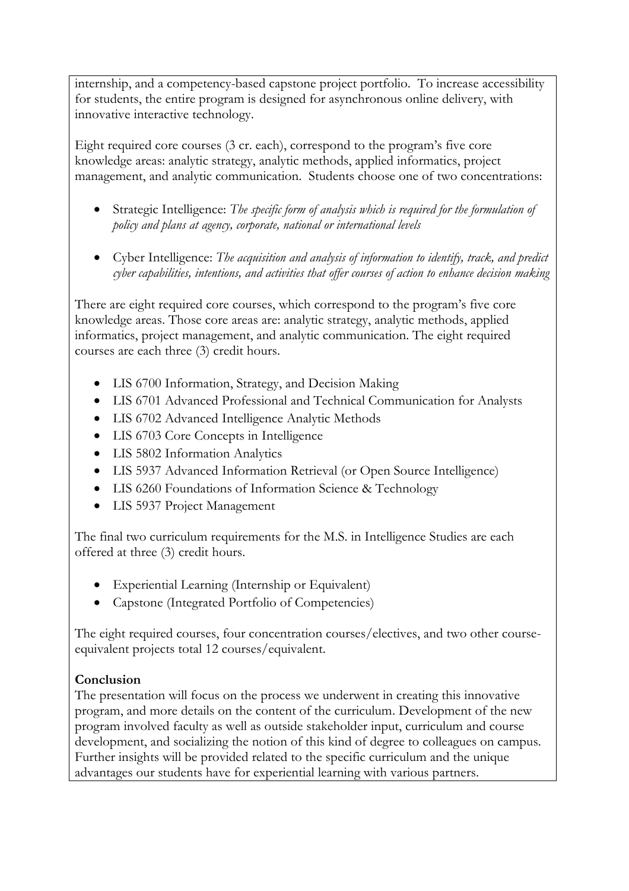internship, and a competency-based capstone project portfolio. To increase accessibility for students, the entire program is designed for asynchronous online delivery, with innovative interactive technology.

Eight required core courses (3 cr. each), correspond to the program's five core knowledge areas: analytic strategy, analytic methods, applied informatics, project management, and analytic communication. Students choose one of two concentrations:

- Strategic Intelligence: *The specific form of analysis which is required for the formulation of policy and plans at agency, corporate, national or international levels*

- Cyber Intelligence: *The acquisition and analysis of information to identify, track, and predict cyber capabilities, intentions, and activities that offer courses of action to enhance decision making*

There are eight required core courses, which correspond to the program's five core knowledge areas. Those core areas are: analytic strategy, analytic methods, applied informatics, project management, and analytic communication. The eight required courses are each three (3) credit hours.

- LIS 6700 Information, Strategy, and Decision Making
- LIS 6701 Advanced Professional and Technical Communication for Analysts
- LIS 6702 Advanced Intelligence Analytic Methods
- LIS 6703 Core Concepts in Intelligence
- LIS 5802 Information Analytics
- LIS 5937 Advanced Information Retrieval (or Open Source Intelligence)
- LIS 6260 Foundations of Information Science & Technology
- LIS 5937 Project Management

The final two curriculum requirements for the M.S. in Intelligence Studies are each offered at three (3) credit hours.

- Experiential Learning (Internship or Equivalent)
- Capstone (Integrated Portfolio of Competencies)

The eight required courses, four concentration courses/electives, and two other course-equivalent projects total 12 courses/equivalent.

**Conclusion**

The presentation will focus on the process we underwent in creating this innovative program, and more details on the content of the curriculum. Development of the new program involved faculty as well as outside stakeholder input, curriculum and course development, and socializing the notion of this kind of degree to colleagues on campus. Further insights will be provided related to the specific curriculum and the unique advantages our students have for experiential learning with various partners.